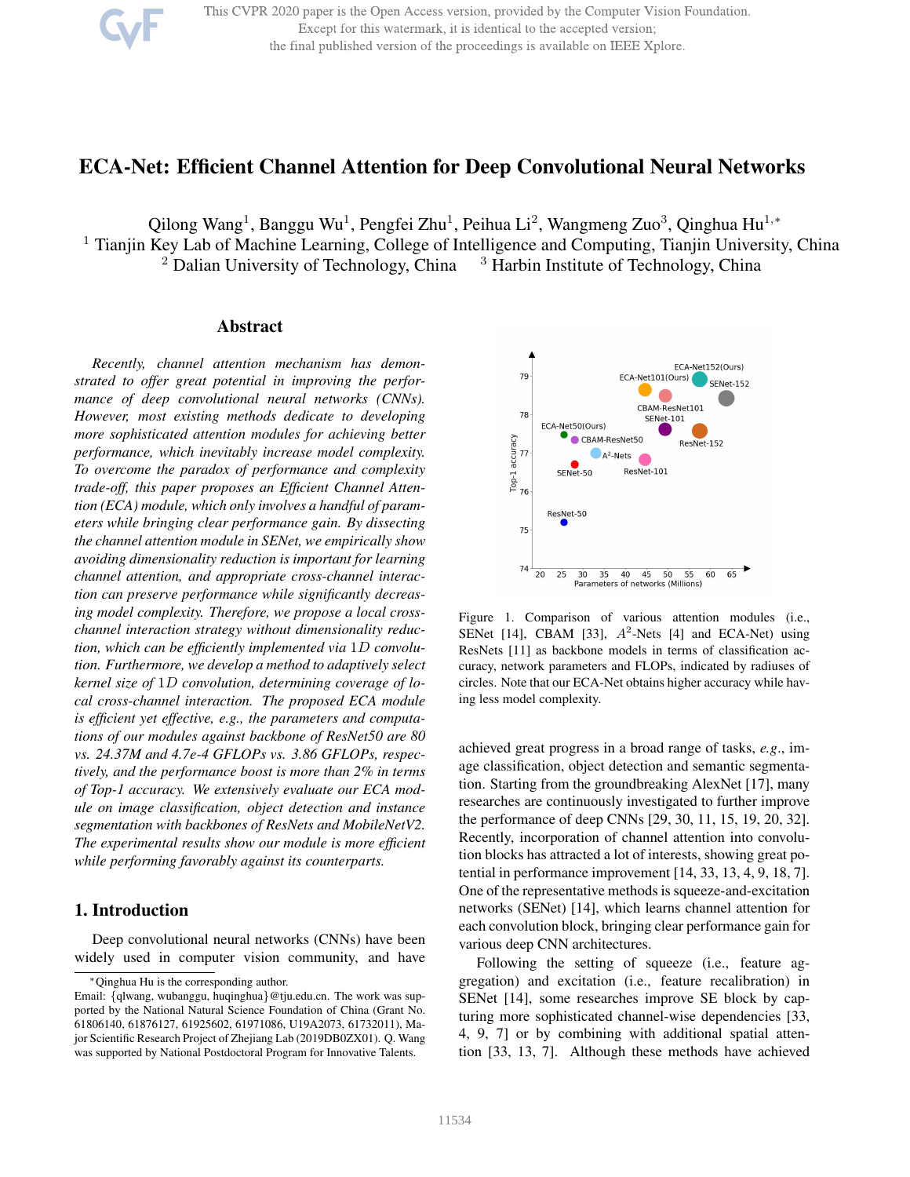# ECA-Net: Efficient Channel Attention for Deep Convolutional Neural Networks

Qilong Wang[1], Banggu Wu[1], Pengfei Zhu[1], Peihua Li[2], Wangmeng Zuo[3], Qinghua Hu[1,*]

[1] Tianjin Key Lab of Machine Learning, College of Intelligence and Computing, Tianjin University, China
[2] Dalian University of Technology, China [3] Harbin Institute of Technology, China

## Abstract

*Recently, channel attention mechanism has demonstrated to offer great potential in improving the performance of deep convolutional neural networks (CNNs). However, most existing methods dedicate to developing more sophisticated attention modules for achieving better performance, which inevitably increase model complexity. To overcome the paradox of performance and complexity trade-off, this paper proposes an Efficient Channel Attention (ECA) module, which only involves a handful of parameters while bringing clear performance gain. By dissecting the channel attention module in SENet, we empirically show avoiding dimensionality reduction is important for learning channel attention, and appropriate cross-channel interaction can preserve performance while significantly decreasing model complexity. Therefore, we propose a local cross-channel interaction strategy without dimensionality reduction, which can be efficiently implemented via $1D$ convolution. Furthermore, we develop a method to adaptively select kernel size of $1D$ convolution, determining coverage of local cross-channel interaction. The proposed ECA module is efficient yet effective, e.g., the parameters and computations of our modules against backbone of ResNet50 are 80 vs. 24.37M and 4.7e-4 GFLOPs vs. 3.86 GFLOPs, respectively, and the performance boost is more than 2% in terms of Top-1 accuracy. We extensively evaluate our ECA module on image classification, object detection and instance segmentation with backbones of ResNets and MobileNetV2. The experimental results show our module is more efficient while performing favorably against its counterparts.*

Figure 1. Comparison of various attention modules (i.e., SENet [14], CBAM [33], $A^2$-Nets [4] and ECA-Net) using ResNets [11] as backbone models in terms of classification accuracy, network parameters and FLOPs, indicated by radiuses of circles. Note that our ECA-Net obtains higher accuracy while having less model complexity.

## 1. Introduction

Deep convolutional neural networks (CNNs) have been widely used in computer vision community, and have achieved great progress in a broad range of tasks, *e.g.*, image classification, object detection and semantic segmentation. Starting from the groundbreaking AlexNet [17], many researches are continuously investigated to further improve the performance of deep CNNs [29, 30, 11, 15, 19, 20, 32]. Recently, incorporation of channel attention into convolution blocks has attracted a lot of interests, showing great potential in performance improvement [14, 33, 13, 4, 9, 18, 7]. One of the representative methods is squeeze-and-excitation networks (SENet) [14], which learns channel attention for each convolution block, bringing clear performance gain for various deep CNN architectures.

Following the setting of squeeze (i.e., feature aggregation) and excitation (i.e., feature recalibration) in SENet [14], some researches improve SE block by capturing more sophisticated channel-wise dependencies [33, 4, 9, 7] or by combining with additional spatial attention [33, 13, 7]. Although these methods have achieved

*Qinghua Hu is the corresponding author.
Email: {qlwang, wubanggu, huqinghua}@tju.edu.cn. The work was supported by the National Natural Science Foundation of China (Grant No. 61806140, 61876127, 61925602, 61971086, U19A2073, 61732011), Major Scientific Research Project of Zhejiang Lab (2019DB0ZX01). Q. Wang was supported by National Postdoctoral Program for Innovative Talents.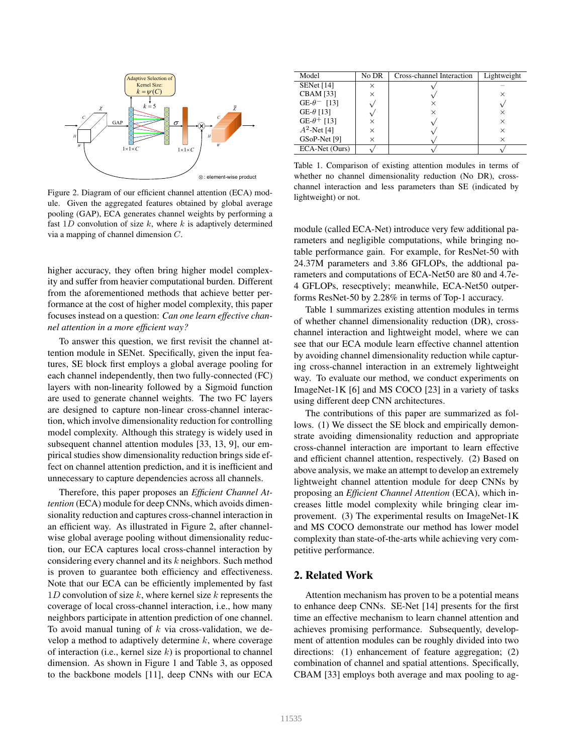Figure 2. Diagram of our efficient channel attention (ECA) module. Given the aggregated features obtained by global average pooling (GAP), ECA generates channel weights by performing a fast $1D$ convolution of size $k$, where $k$ is adaptively determined via a mapping of channel dimension $C$.

higher accuracy, they often bring higher model complexity and suffer from heavier computational burden. Different from the aforementioned methods that achieve better performance at the cost of higher model complexity, this paper focuses instead on a question: *Can one learn effective channel attention in a more efficient way?*

To answer this question, we first revisit the channel attention module in SENet. Specifically, given the input features, SE block first employs a global average pooling for each channel independently, then two fully-connected (FC) layers with non-linearity followed by a Sigmoid function are used to generate channel weights. The two FC layers are designed to capture non-linear cross-channel interaction, which involve dimensionality reduction for controlling model complexity. Although this strategy is widely used in subsequent channel attention modules [33, 13, 9], our empirical studies show dimensionality reduction brings side effect on channel attention prediction, and it is inefficient and unnecessary to capture dependencies across all channels.

Therefore, this paper proposes an *Efficient Channel Attention* (ECA) module for deep CNNs, which avoids dimensionality reduction and captures cross-channel interaction in an efficient way. As illustrated in Figure 2, after channel-wise global average pooling without dimensionality reduction, our ECA captures local cross-channel interaction by considering every channel and its $k$ neighbors. Such method is proven to guarantee both efficiency and effectiveness. Note that our ECA can be efficiently implemented by fast $1D$ convolution of size $k$, where kernel size $k$ represents the coverage of local cross-channel interaction, i.e., how many neighbors participate in attention prediction of one channel. To avoid manual tuning of $k$ via cross-validation, we develop a method to adaptively determine $k$, where coverage of interaction (i.e., kernel size $k$) is proportional to channel dimension. As shown in Figure 1 and Table 3, as opposed to the backbone models [11], deep CNNs with our ECA

| Model | No DR | Cross-channel Interaction | Lightweight |
|---|---|---|---|
| SENet [14] | × | √ | – |
| CBAM [33] | × | √ | × |
| GE-$\theta^-$ [13] | √ | × | √ |
| GE-$\theta$ [13] | √ | × | × |
| GE-$\theta^+$ [13] | × | √ | × |
| $A^2$-Net [4] | × | √ | × |
| GSoP-Net [9] | × | √ | × |
| ECA-Net (Ours) | √ | √ | √ |

Table 1. Comparison of existing attention modules in terms of whether no channel dimensionality reduction (No DR), cross-channel interaction and less parameters than SE (indicated by lightweight) or not.

module (called ECA-Net) introduce very few additional parameters and negligible computations, while bringing notable performance gain. For example, for ResNet-50 with 24.37M parameters and 3.86 GFLOPs, the addtional parameters and computations of ECA-Net50 are 80 and 4.7e-4 GFLOPs, resecptively; meanwhile, ECA-Net50 outperforms ResNet-50 by 2.28% in terms of Top-1 accuracy.

Table 1 summarizes existing attention modules in terms of whether channel dimensionality reduction (DR), cross-channel interaction and lightweight model, where we can see that our ECA module learn effective channel attention by avoiding channel dimensionality reduction while capturing cross-channel interaction in an extremely lightweight way. To evaluate our method, we conduct experiments on ImageNet-1K [6] and MS COCO [23] in a variety of tasks using different deep CNN architectures.

The contributions of this paper are summarized as follows. (1) We dissect the SE block and empirically demonstrate avoiding dimensionality reduction and appropriate cross-channel interaction are important to learn effective and efficient channel attention, respectively. (2) Based on above analysis, we make an attempt to develop an extremely lightweight channel attention module for deep CNNs by proposing an *Efficient Channel Attention* (ECA), which increases little model complexity while bringing clear improvement. (3) The experimental results on ImageNet-1K and MS COCO demonstrate our method has lower model complexity than state-of-the-arts while achieving very competitive performance.

## 2. Related Work

Attention mechanism has proven to be a potential means to enhance deep CNNs. SE-Net [14] presents for the first time an effective mechanism to learn channel attention and achieves promising performance. Subsequently, development of attention modules can be roughly divided into two directions: (1) enhancement of feature aggregation; (2) combination of channel and spatial attentions. Specifically, CBAM [33] employs both average and max pooling to ag-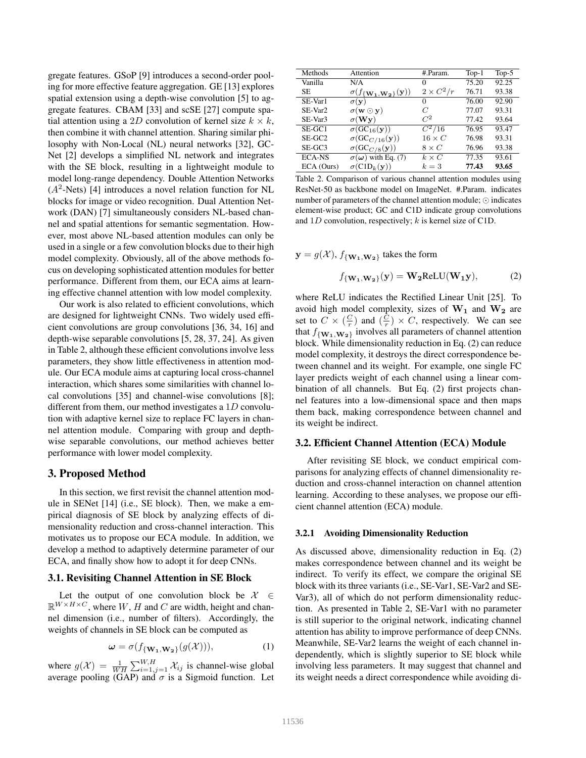gregate features. GSoP [9] introduces a second-order pooling for more effective feature aggregation. GE [13] explores spatial extension using a depth-wise convolution [5] to aggregate features. CBAM [33] and scSE [27] compute spatial attention using a $2D$ convolution of kernel size $k \times k$, then combine it with channel attention. Sharing similar philosophy with Non-Local (NL) neural networks [32], GCNet [2] develops a simplified NL network and integrates with the SE block, resulting in a lightweight module to model long-range dependency. Double Attention Networks ($A^2$-Nets) [4] introduces a novel relation function for NL blocks for image or video recognition. Dual Attention Network (DAN) [7] simultaneously considers NL-based channel and spatial attentions for semantic segmentation. However, most above NL-based attention modules can only be used in a single or a few convolution blocks due to their high model complexity. Obviously, all of the above methods focus on developing sophisticated attention modules for better performance. Different from them, our ECA aims at learning effective channel attention with low model complexity.

Our work is also related to efficient convolutions, which are designed for lightweight CNNs. Two widely used efficient convolutions are group convolutions [36, 34, 16] and depth-wise separable convolutions [5, 28, 37, 24]. As given in Table 2, although these efficient convolutions involve less parameters, they show little effectiveness in attention module. Our ECA module aims at capturing local cross-channel interaction, which shares some similarities with channel local convolutions [35] and channel-wise convolutions [8]; different from them, our method investigates a $1D$ convolution with adaptive kernel size to replace FC layers in channel attention module. Comparing with group and depth-wise separable convolutions, our method achieves better performance with lower model complexity.

# 3. Proposed Method

In this section, we first revisit the channel attention module in SENet [14] (i.e., SE block). Then, we make a empirical diagnosis of SE block by analyzing effects of dimensionality reduction and cross-channel interaction. This motivates us to propose our ECA module. In addition, we develop a method to adaptively determine parameter of our ECA, and finally show how to adopt it for deep CNNs.

## 3.1. Revisiting Channel Attention in SE Block

Let the output of one convolution block be $\mathcal{X} \in \mathbb{R}^{W \times H \times C}$, where $W$, $H$ and $C$ are width, height and channel dimension (i.e., number of filters). Accordingly, the weights of channels in SE block can be computed as

$$\boldsymbol{\omega} = \sigma(f_{\{\mathbf{W_1},\mathbf{W_2}\}}(g(\mathcal{X}))), \tag{1}$$

where $g(\mathcal{X}) = \frac{1}{WH}\sum_{i=1,j=1}^{W,H}\mathcal{X}_{ij}$ is channel-wise global average pooling (GAP) and $\sigma$ is a Sigmoid function. Let

| Methods | Attention | #.Param. | Top-1 | Top-5 |
|---|---|---|---|---|
| Vanilla | N/A | 0 | 75.20 | 92.25 |
| SE | $\sigma(f_{\{\mathbf{W_1},\mathbf{W_2}\}}(\mathbf{y}))$ | $2 \times C^2/r$ | 76.71 | 93.38 |
| SE-Var1 | $\sigma(\mathbf{y})$ | 0 | 76.00 | 92.90 |
| SE-Var2 | $\sigma(\mathbf{w} \odot \mathbf{y})$ | $C$ | 77.07 | 93.31 |
| SE-Var3 | $\sigma(\mathbf{W}\mathbf{y})$ | $C^2$ | 77.42 | 93.64 |
| SE-GC1 | $\sigma(\mathrm{GC}_{16}(\mathbf{y}))$ | $C^2/16$ | 76.95 | 93.47 |
| SE-GC2 | $\sigma(\mathrm{GC}_{C/16}(\mathbf{y}))$ | $16 \times C$ | 76.98 | 93.31 |
| SE-GC3 | $\sigma(\mathrm{GC}_{C/8}(\mathbf{y}))$ | $8 \times C$ | 76.96 | 93.38 |
| ECA-NS | $\sigma(\boldsymbol{\omega})$ with Eq. (7) | $k \times C$ | 77.35 | 93.61 |
| ECA (Ours) | $\sigma(\mathrm{C1D}_k(\mathbf{y}))$ | $k = 3$ | **77.43** | **93.65** |

Table 2. Comparison of various channel attention modules using ResNet-50 as backbone model on ImageNet. #.Param. indicates number of parameters of the channel attention module; $\odot$ indicates element-wise product; GC and C1D indicate group convolutions and $1D$ convolution, respectively; $k$ is kernel size of C1D.

$\mathbf{y} = g(\mathcal{X})$, $f_{\{\mathbf{W_1},\mathbf{W_2}\}}$ takes the form

$$f_{\{\mathbf{W_1},\mathbf{W_2}\}}(\mathbf{y}) = \mathbf{W_2}\mathrm{ReLU}(\mathbf{W_1}\mathbf{y}), \tag{2}$$

where ReLU indicates the Rectified Linear Unit [25]. To avoid high model complexity, sizes of $\mathbf{W_1}$ and $\mathbf{W_2}$ are set to $C \times (\frac{C}{r})$ and $(\frac{C}{r}) \times C$, respectively. We can see that $f_{\{\mathbf{W_1},\mathbf{W_2}\}}$ involves all parameters of channel attention block. While dimensionality reduction in Eq. (2) can reduce model complexity, it destroys the direct correspondence between channel and its weight. For example, one single FC layer predicts weight of each channel using a linear combination of all channels. But Eq. (2) first projects channel features into a low-dimensional space and then maps them back, making correspondence between channel and its weight be indirect.

## 3.2. Efficient Channel Attention (ECA) Module

After revisiting SE block, we conduct empirical comparisons for analyzing effects of channel dimensionality reduction and cross-channel interaction on channel attention learning. According to these analyses, we propose our efficient channel attention (ECA) module.

### 3.2.1 Avoiding Dimensionality Reduction

As discussed above, dimensionality reduction in Eq. (2) makes correspondence between channel and its weight be indirect. To verify its effect, we compare the original SE block with its three variants (i.e., SE-Var1, SE-Var2 and SE-Var3), all of which do not perform dimensionality reduction. As presented in Table 2, SE-Var1 with no parameter is still superior to the original network, indicating channel attention has ability to improve performance of deep CNNs. Meanwhile, SE-Var2 learns the weight of each channel independently, which is slightly superior to SE block while involving less parameters. It may suggest that channel and its weight needs a direct correspondence while avoiding di-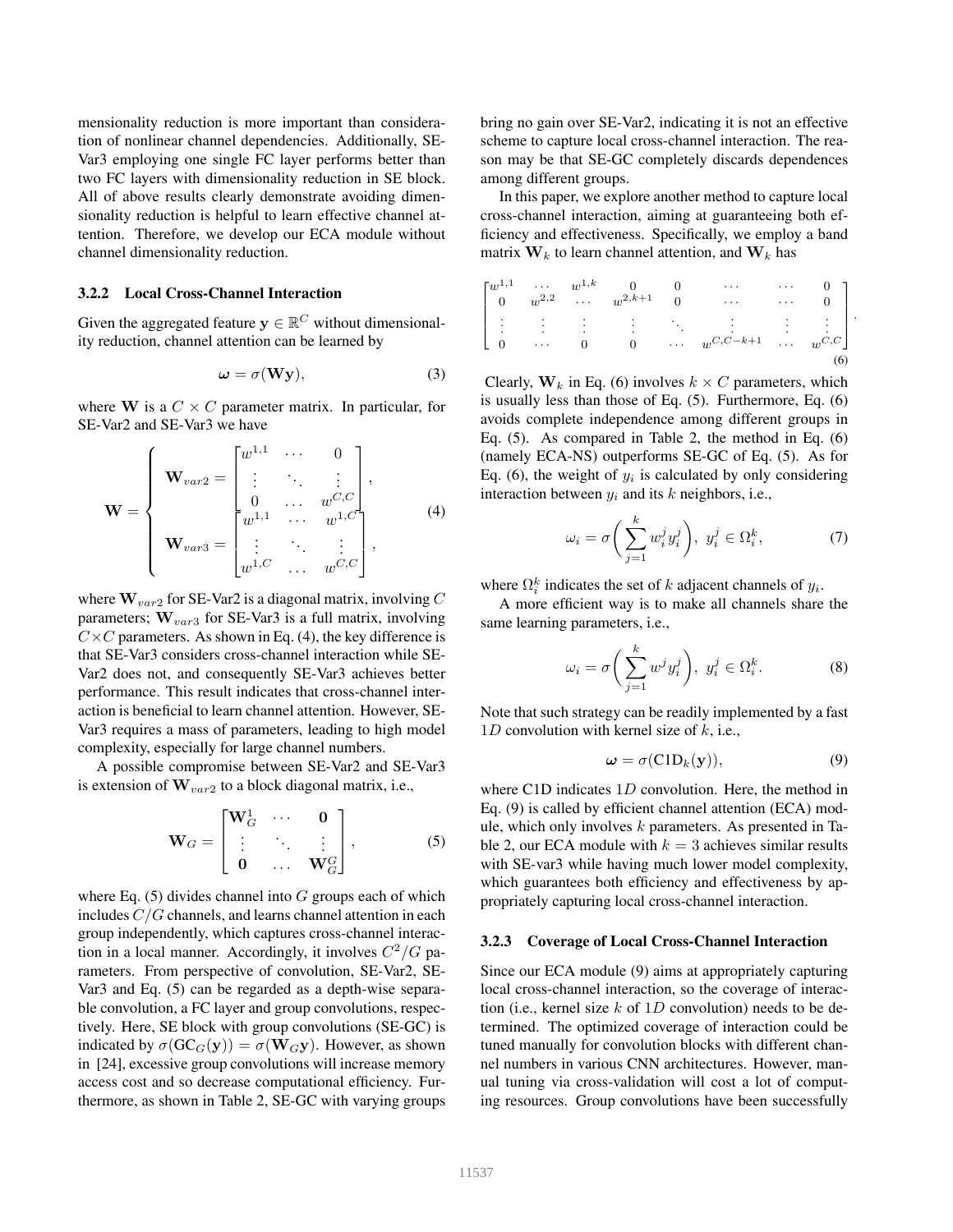mensionality reduction is more important than consideration of nonlinear channel dependencies. Additionally, SE-Var3 employing one single FC layer performs better than two FC layers with dimensionality reduction in SE block. All of above results clearly demonstrate avoiding dimensionality reduction is helpful to learn effective channel attention. Therefore, we develop our ECA module without channel dimensionality reduction.

#### 3.2.2 Local Cross-Channel Interaction

Given the aggregated feature $\mathbf{y} \in \mathbb{R}^C$ without dimensionality reduction, channel attention can be learned by

$$\boldsymbol{\omega} = \sigma(\mathbf{W}\mathbf{y}), \tag{3}$$

where $\mathbf{W}$ is a $C \times C$ parameter matrix. In particular, for SE-Var2 and SE-Var3 we have

$$\mathbf{W} = \begin{cases} \mathbf{W}_{var2} = \begin{bmatrix} w^{1,1} & \cdots & 0 \\ \vdots & \ddots & \vdots \\ 0 & \dots & w^{C,C} \end{bmatrix}, \\ \mathbf{W}_{var3} = \begin{bmatrix} w^{1,1} & \cdots & w^{1,C} \\ \vdots & \ddots & \vdots \\ w^{1,C} & \dots & w^{C,C} \end{bmatrix}, \end{cases} \tag{4}$$

where $\mathbf{W}_{var2}$ for SE-Var2 is a diagonal matrix, involving $C$ parameters; $\mathbf{W}_{var3}$ for SE-Var3 is a full matrix, involving $C \times C$ parameters. As shown in Eq. (4), the key difference is that SE-Var3 considers cross-channel interaction while SE-Var2 does not, and consequently SE-Var3 achieves better performance. This result indicates that cross-channel interaction is beneficial to learn channel attention. However, SE-Var3 requires a mass of parameters, leading to high model complexity, especially for large channel numbers.

A possible compromise between SE-Var2 and SE-Var3 is extension of $\mathbf{W}_{var2}$ to a block diagonal matrix, i.e.,

$$\mathbf{W}_G = \begin{bmatrix} \mathbf{W}_G^1 & \cdots & \mathbf{0} \\ \vdots & \ddots & \vdots \\ \mathbf{0} & \dots & \mathbf{W}_G^G \end{bmatrix}, \tag{5}$$

where Eq. (5) divides channel into $G$ groups each of which includes $C/G$ channels, and learns channel attention in each group independently, which captures cross-channel interaction in a local manner. Accordingly, it involves $C^2/G$ parameters. From perspective of convolution, SE-Var2, SE-Var3 and Eq. (5) can be regarded as a depth-wise separable convolution, a FC layer and group convolutions, respectively. Here, SE block with group convolutions (SE-GC) is indicated by $\sigma(\text{GC}_G(\mathbf{y})) = \sigma(\mathbf{W}_G\mathbf{y})$. However, as shown in [24], excessive group convolutions will increase memory access cost and so decrease computational efficiency. Furthermore, as shown in Table 2, SE-GC with varying groups bring no gain over SE-Var2, indicating it is not an effective scheme to capture local cross-channel interaction. The reason may be that SE-GC completely discards dependences among different groups.

In this paper, we explore another method to capture local cross-channel interaction, aiming at guaranteeing both efficiency and effectiveness. Specifically, we employ a band matrix $\mathbf{W}_k$ to learn channel attention, and $\mathbf{W}_k$ has

$$\begin{bmatrix} w^{1,1} & \dots & w^{1,k} & 0 & 0 & \cdots & \cdots & 0 \\ 0 & w^{2,2} & \cdots & w^{2,k+1} & 0 & \cdots & \cdots & 0 \\ \vdots & \vdots & \vdots & \vdots & \ddots & \vdots & \vdots & \vdots \\ 0 & \cdots & 0 & 0 & \cdots & w^{C,C-k+1} & \cdots & w^{C,C} \end{bmatrix}. \tag{6}$$

Clearly, $\mathbf{W}_k$ in Eq. (6) involves $k \times C$ parameters, which is usually less than those of Eq. (5). Furthermore, Eq. (6) avoids complete independence among different groups in Eq. (5). As compared in Table 2, the method in Eq. (6) (namely ECA-NS) outperforms SE-GC of Eq. (5). As for Eq. (6), the weight of $y_i$ is calculated by only considering interaction between $y_i$ and its $k$ neighbors, i.e.,

$$\omega_i = \sigma\bigg(\sum_{j=1}^{k} w_i^j y_i^j\bigg), \ y_i^j \in \Omega_i^k, \tag{7}$$

where $\Omega_i^k$ indicates the set of $k$ adjacent channels of $y_i$.

A more efficient way is to make all channels share the same learning parameters, i.e.,

$$\omega_i = \sigma\bigg(\sum_{j=1}^{k} w^j y_i^j\bigg), \ y_i^j \in \Omega_i^k. \tag{8}$$

Note that such strategy can be readily implemented by a fast $1D$ convolution with kernel size of $k$, i.e.,

$$\boldsymbol{\omega} = \sigma(\text{C1D}_k(\mathbf{y})), \tag{9}$$

where C1D indicates $1D$ convolution. Here, the method in Eq. (9) is called by efficient channel attention (ECA) module, which only involves $k$ parameters. As presented in Table 2, our ECA module with $k = 3$ achieves similar results with SE-var3 while having much lower model complexity, which guarantees both efficiency and effectiveness by appropriately capturing local cross-channel interaction.

#### 3.2.3 Coverage of Local Cross-Channel Interaction

Since our ECA module (9) aims at appropriately capturing local cross-channel interaction, so the coverage of interaction (i.e., kernel size $k$ of $1D$ convolution) needs to be determined. The optimized coverage of interaction could be tuned manually for convolution blocks with different channel numbers in various CNN architectures. However, manual tuning via cross-validation will cost a lot of computing resources. Group convolutions have been successfully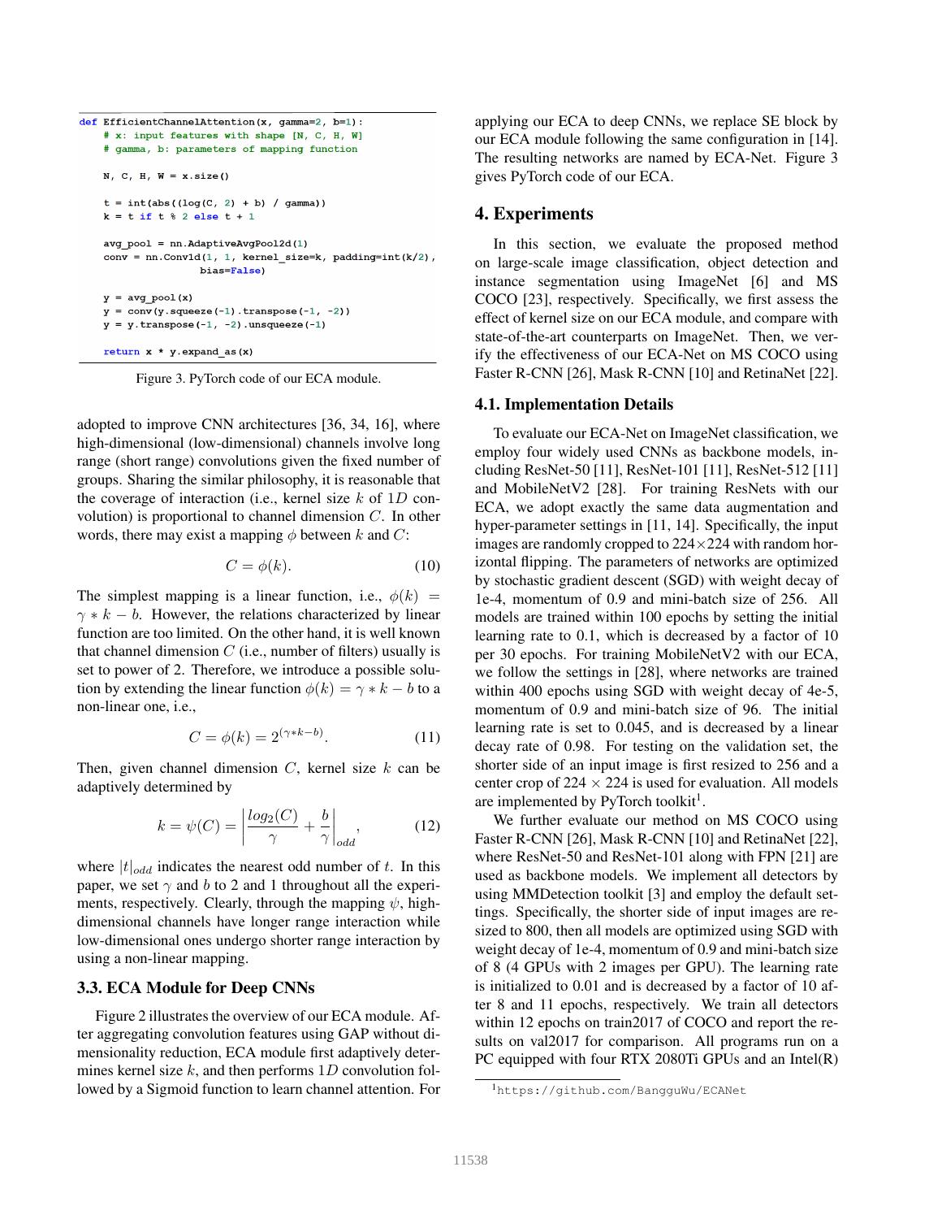```python
def EfficientChannelAttention(x, gamma=2, b=1):
    # x: input features with shape [N, C, H, W]
    # gamma, b: parameters of mapping function

    N, C, H, W = x.size()

    t = int(abs((log(C, 2) + b) / gamma))
    k = t if t % 2 else t + 1

    avg_pool = nn.AdaptiveAvgPool2d(1)
    conv = nn.Conv1d(1, 1, kernel_size=k, padding=int(k/2),
                     bias=False)

    y = avg_pool(x)
    y = conv(y.squeeze(-1).transpose(-1, -2))
    y = y.transpose(-1, -2).unsqueeze(-1)

    return x * y.expand_as(x)
```

Figure 3. PyTorch code of our ECA module.

adopted to improve CNN architectures [36, 34, 16], where high-dimensional (low-dimensional) channels involve long range (short range) convolutions given the fixed number of groups. Sharing the similar philosophy, it is reasonable that the coverage of interaction (i.e., kernel size $k$ of $1D$ convolution) is proportional to channel dimension $C$. In other words, there may exist a mapping $\phi$ between $k$ and $C$:

$$C = \phi(k). \tag{10}$$

The simplest mapping is a linear function, i.e., $\phi(k) = \gamma * k - b$. However, the relations characterized by linear function are too limited. On the other hand, it is well known that channel dimension $C$ (i.e., number of filters) usually is set to power of 2. Therefore, we introduce a possible solution by extending the linear function $\phi(k) = \gamma * k - b$ to a non-linear one, i.e.,

$$C = \phi(k) = 2^{(\gamma * k - b)}. \tag{11}$$

Then, given channel dimension $C$, kernel size $k$ can be adaptively determined by

$$k = \psi(C) = \left| \frac{log_2(C)}{\gamma} + \frac{b}{\gamma} \right|_{odd}, \tag{12}$$

where $|t|_{odd}$ indicates the nearest odd number of $t$. In this paper, we set $\gamma$ and $b$ to 2 and 1 throughout all the experiments, respectively. Clearly, through the mapping $\psi$, high-dimensional channels have longer range interaction while low-dimensional ones undergo shorter range interaction by using a non-linear mapping.

### 3.3. ECA Module for Deep CNNs

Figure 2 illustrates the overview of our ECA module. After aggregating convolution features using GAP without dimensionality reduction, ECA module first adaptively determines kernel size $k$, and then performs $1D$ convolution followed by a Sigmoid function to learn channel attention. For applying our ECA to deep CNNs, we replace SE block by our ECA module following the same configuration in [14]. The resulting networks are named by ECA-Net. Figure 3 gives PyTorch code of our ECA.

## 4. Experiments

In this section, we evaluate the proposed method on large-scale image classification, object detection and instance segmentation using ImageNet [6] and MS COCO [23], respectively. Specifically, we first assess the effect of kernel size on our ECA module, and compare with state-of-the-art counterparts on ImageNet. Then, we verify the effectiveness of our ECA-Net on MS COCO using Faster R-CNN [26], Mask R-CNN [10] and RetinaNet [22].

### 4.1. Implementation Details

To evaluate our ECA-Net on ImageNet classification, we employ four widely used CNNs as backbone models, including ResNet-50 [11], ResNet-101 [11], ResNet-512 [11] and MobileNetV2 [28]. For training ResNets with our ECA, we adopt exactly the same data augmentation and hyper-parameter settings in [11, 14]. Specifically, the input images are randomly cropped to 224×224 with random horizontal flipping. The parameters of networks are optimized by stochastic gradient descent (SGD) with weight decay of 1e-4, momentum of 0.9 and mini-batch size of 256. All models are trained within 100 epochs by setting the initial learning rate to 0.1, which is decreased by a factor of 10 per 30 epochs. For training MobileNetV2 with our ECA, we follow the settings in [28], where networks are trained within 400 epochs using SGD with weight decay of 4e-5, momentum of 0.9 and mini-batch size of 96. The initial learning rate is set to 0.045, and is decreased by a linear decay rate of 0.98. For testing on the validation set, the shorter side of an input image is first resized to 256 and a center crop of 224 × 224 is used for evaluation. All models are implemented by PyTorch toolkit[1].

We further evaluate our method on MS COCO using Faster R-CNN [26], Mask R-CNN [10] and RetinaNet [22], where ResNet-50 and ResNet-101 along with FPN [21] are used as backbone models. We implement all detectors by using MMDetection toolkit [3] and employ the default settings. Specifically, the shorter side of input images are resized to 800, then all models are optimized using SGD with weight decay of 1e-4, momentum of 0.9 and mini-batch size of 8 (4 GPUs with 2 images per GPU). The learning rate is initialized to 0.01 and is decreased by a factor of 10 after 8 and 11 epochs, respectively. We train all detectors within 12 epochs on train2017 of COCO and report the results on val2017 for comparison. All programs run on a PC equipped with four RTX 2080Ti GPUs and an Intel(R)

[1] https://github.com/BangguWu/ECANet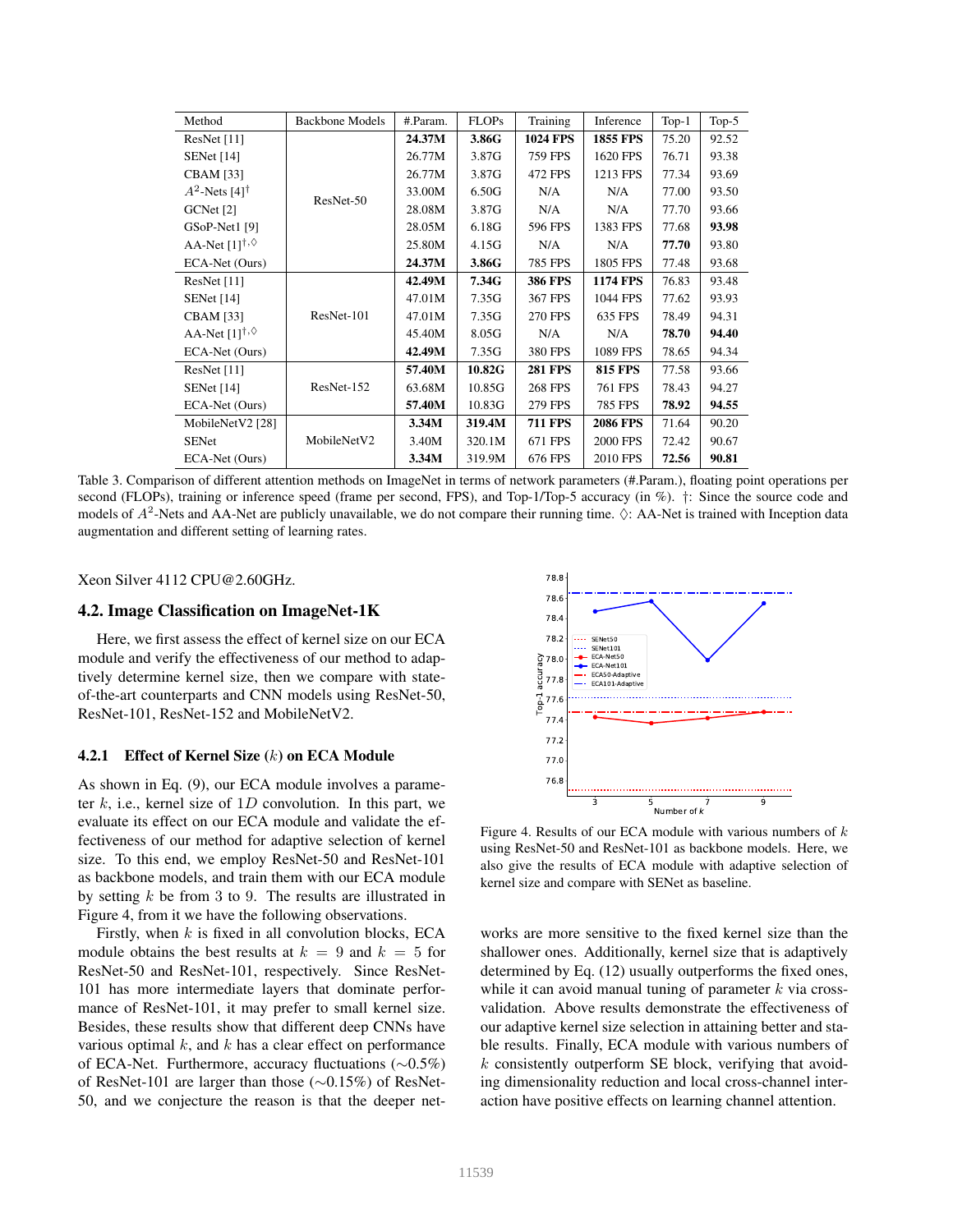| Method | Backbone Models | #.Param. | FLOPs | Training | Inference | Top-1 | Top-5 |
|---|---|---|---|---|---|---|---|
| ResNet [11] | ResNet-50 | **24.37M** | **3.86G** | **1024 FPS** | **1855 FPS** | 75.20 | 92.52 |
| SENet [14] | | 26.77M | 3.87G | 759 FPS | 1620 FPS | 76.71 | 93.38 |
| CBAM [33] | | 26.77M | 3.87G | 472 FPS | 1213 FPS | 77.34 | 93.69 |
| $A^2$-Nets [4]† | | 33.00M | 6.50G | N/A | N/A | 77.00 | 93.50 |
| GCNet [2] | | 28.08M | 3.87G | N/A | N/A | 77.70 | 93.66 |
| GSoP-Net1 [9] | | 28.05M | 6.18G | 596 FPS | 1383 FPS | 77.68 | **93.98** |
| AA-Net [1]†,◊ | | 25.80M | 4.15G | N/A | N/A | **77.70** | 93.80 |
| ECA-Net (Ours) | | **24.37M** | **3.86G** | 785 FPS | 1805 FPS | 77.48 | 93.68 |
| ResNet [11] | ResNet-101 | **42.49M** | **7.34G** | **386 FPS** | **1174 FPS** | 76.83 | 93.48 |
| SENet [14] | | 47.01M | 7.35G | 367 FPS | 1044 FPS | 77.62 | 93.93 |
| CBAM [33] | | 47.01M | 7.35G | 270 FPS | 635 FPS | 78.49 | 94.31 |
| AA-Net [1]†,◊ | | 45.40M | 8.05G | N/A | N/A | **78.70** | **94.40** |
| ECA-Net (Ours) | | **42.49M** | 7.35G | 380 FPS | 1089 FPS | 78.65 | 94.34 |
| ResNet [11] | ResNet-152 | **57.40M** | **10.82G** | **281 FPS** | **815 FPS** | 77.58 | 93.66 |
| SENet [14] | | 63.68M | 10.85G | 268 FPS | 761 FPS | 78.43 | 94.27 |
| ECA-Net (Ours) | | **57.40M** | 10.83G | 279 FPS | 785 FPS | **78.92** | **94.55** |
| MobileNetV2 [28] | MobileNetV2 | **3.34M** | **319.4M** | **711 FPS** | **2086 FPS** | 71.64 | 90.20 |
| SENet | | 3.40M | 320.1M | 671 FPS | 2000 FPS | 72.42 | 90.67 |
| ECA-Net (Ours) | | **3.34M** | 319.9M | 676 FPS | 2010 FPS | **72.56** | **90.81** |

Table 3. Comparison of different attention methods on ImageNet in terms of network parameters (#.Param.), floating point operations per second (FLOPs), training or inference speed (frame per second, FPS), and Top-1/Top-5 accuracy (in %). †: Since the source code and models of $A^2$-Nets and AA-Net are publicly unavailable, we do not compare their running time. ◊: AA-Net is trained with Inception data augmentation and different setting of learning rates.

Xeon Silver 4112 CPU@2.60GHz.

### 4.2. Image Classification on ImageNet-1K

Here, we first assess the effect of kernel size on our ECA module and verify the effectiveness of our method to adaptively determine kernel size, then we compare with state-of-the-art counterparts and CNN models using ResNet-50, ResNet-101, ResNet-152 and MobileNetV2.

#### 4.2.1 Effect of Kernel Size ($k$) on ECA Module

As shown in Eq. (9), our ECA module involves a parameter $k$, i.e., kernel size of $1D$ convolution. In this part, we evaluate its effect on our ECA module and validate the effectiveness of our method for adaptive selection of kernel size. To this end, we employ ResNet-50 and ResNet-101 as backbone models, and train them with our ECA module by setting $k$ be from 3 to 9. The results are illustrated in Figure 4, from it we have the following observations.

Figure 4. Results of our ECA module with various numbers of $k$ using ResNet-50 and ResNet-101 as backbone models. Here, we also give the results of ECA module with adaptive selection of kernel size and compare with SENet as baseline.

Firstly, when $k$ is fixed in all convolution blocks, ECA module obtains the best results at $k = 9$ and $k = 5$ for ResNet-50 and ResNet-101, respectively. Since ResNet-101 has more intermediate layers that dominate performance of ResNet-101, it may prefer to small kernel size. Besides, these results show that different deep CNNs have various optimal $k$, and $k$ has a clear effect on performance of ECA-Net. Furthermore, accuracy fluctuations ($\sim$0.5%) of ResNet-101 are larger than those ($\sim$0.15%) of ResNet-50, and we conjecture the reason is that the deeper networks are more sensitive to the fixed kernel size than the shallower ones. Additionally, kernel size that is adaptively determined by Eq. (12) usually outperforms the fixed ones, while it can avoid manual tuning of parameter $k$ via cross-validation. Above results demonstrate the effectiveness of our adaptive kernel size selection in attaining better and stable results. Finally, ECA module with various numbers of $k$ consistently outperform SE block, verifying that avoiding dimensionality reduction and local cross-channel interaction have positive effects on learning channel attention.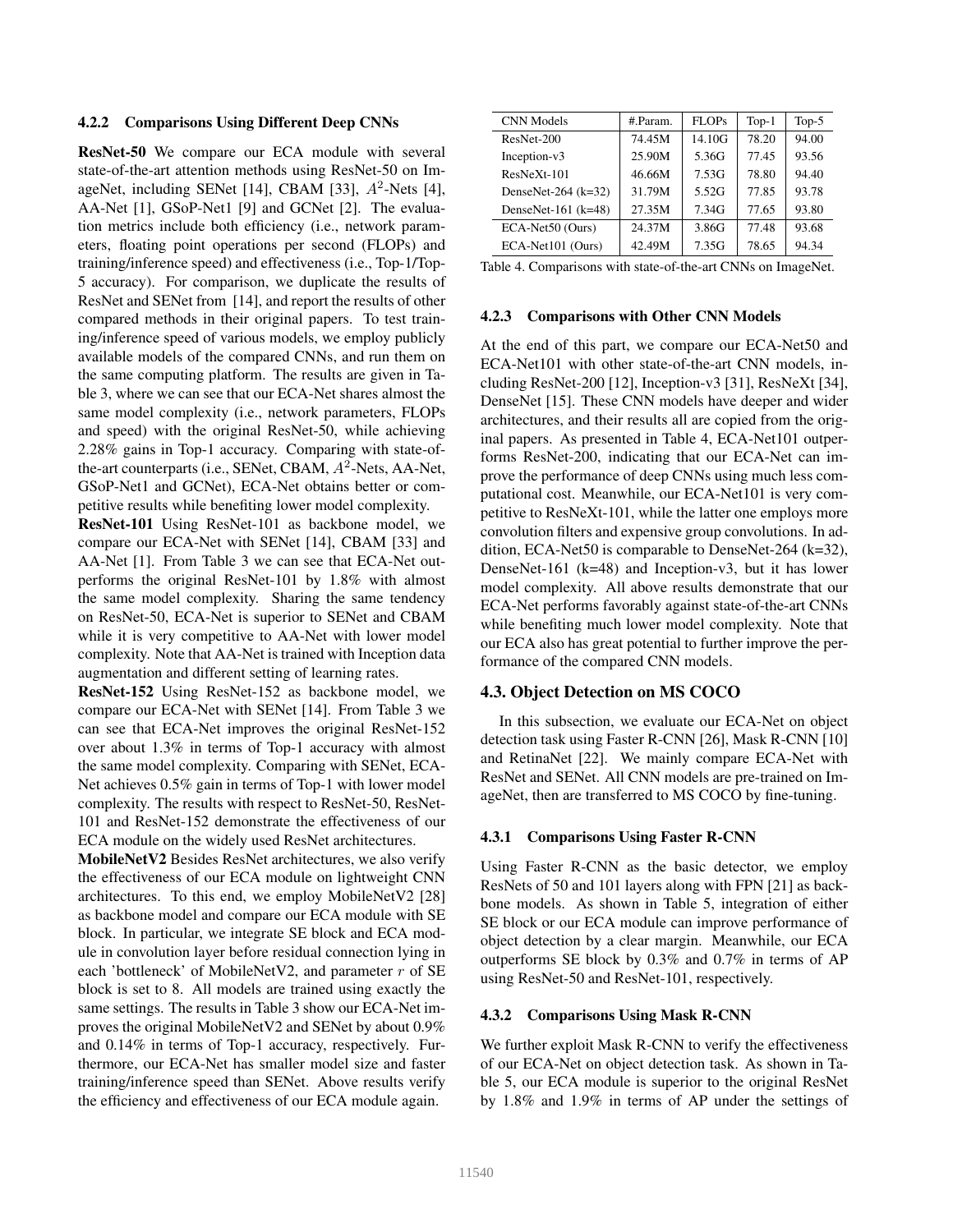#### 4.2.2 Comparisons Using Different Deep CNNs

**ResNet-50** We compare our ECA module with several state-of-the-art attention methods using ResNet-50 on ImageNet, including SENet [14], CBAM [33], $A^2$-Nets [4], AA-Net [1], GSoP-Net1 [9] and GCNet [2]. The evaluation metrics include both efficiency (i.e., network parameters, floating point operations per second (FLOPs) and training/inference speed) and effectiveness (i.e., Top-1/Top-5 accuracy). For comparison, we duplicate the results of ResNet and SENet from [14], and report the results of other compared methods in their original papers. To test training/inference speed of various models, we employ publicly available models of the compared CNNs, and run them on the same computing platform. The results are given in Table 3, where we can see that our ECA-Net shares almost the same model complexity (i.e., network parameters, FLOPs and speed) with the original ResNet-50, while achieving 2.28% gains in Top-1 accuracy. Comparing with state-of-the-art counterparts (i.e., SENet, CBAM, $A^2$-Nets, AA-Net, GSoP-Net1 and GCNet), ECA-Net obtains better or competitive results while benefiting lower model complexity.

**ResNet-101** Using ResNet-101 as backbone model, we compare our ECA-Net with SENet [14], CBAM [33] and AA-Net [1]. From Table 3 we can see that ECA-Net outperforms the original ResNet-101 by 1.8% with almost the same model complexity. Sharing the same tendency on ResNet-50, ECA-Net is superior to SENet and CBAM while it is very competitive to AA-Net with lower model complexity. Note that AA-Net is trained with Inception data augmentation and different setting of learning rates.

**ResNet-152** Using ResNet-152 as backbone model, we compare our ECA-Net with SENet [14]. From Table 3 we can see that ECA-Net improves the original ResNet-152 over about 1.3% in terms of Top-1 accuracy with almost the same model complexity. Comparing with SENet, ECA-Net achieves 0.5% gain in terms of Top-1 with lower model complexity. The results with respect to ResNet-50, ResNet-101 and ResNet-152 demonstrate the effectiveness of our ECA module on the widely used ResNet architectures.

**MobileNetV2** Besides ResNet architectures, we also verify the effectiveness of our ECA module on lightweight CNN architectures. To this end, we employ MobileNetV2 [28] as backbone model and compare our ECA module with SE block. In particular, we integrate SE block and ECA module in convolution layer before residual connection lying in each 'bottleneck' of MobileNetV2, and parameter $r$ of SE block is set to 8. All models are trained using exactly the same settings. The results in Table 3 show our ECA-Net improves the original MobileNetV2 and SENet by about 0.9% and 0.14% in terms of Top-1 accuracy, respectively. Furthermore, our ECA-Net has smaller model size and faster training/inference speed than SENet. Above results verify the efficiency and effectiveness of our ECA module again.

| CNN Models | #.Param. | FLOPs | Top-1 | Top-5 |
|---|---|---|---|---|
| ResNet-200 | 74.45M | 14.10G | 78.20 | 94.00 |
| Inception-v3 | 25.90M | 5.36G | 77.45 | 93.56 |
| ResNeXt-101 | 46.66M | 7.53G | 78.80 | 94.40 |
| DenseNet-264 (k=32) | 31.79M | 5.52G | 77.85 | 93.78 |
| DenseNet-161 (k=48) | 27.35M | 7.34G | 77.65 | 93.80 |
| ECA-Net50 (Ours) | 24.37M | 3.86G | 77.48 | 93.68 |
| ECA-Net101 (Ours) | 42.49M | 7.35G | 78.65 | 94.34 |

Table 4. Comparisons with state-of-the-art CNNs on ImageNet.

#### 4.2.3 Comparisons with Other CNN Models

At the end of this part, we compare our ECA-Net50 and ECA-Net101 with other state-of-the-art CNN models, including ResNet-200 [12], Inception-v3 [31], ResNeXt [34], DenseNet [15]. These CNN models have deeper and wider architectures, and their results all are copied from the original papers. As presented in Table 4, ECA-Net101 outperforms ResNet-200, indicating that our ECA-Net can improve the performance of deep CNNs using much less computational cost. Meanwhile, our ECA-Net101 is very competitive to ResNeXt-101, while the latter one employs more convolution filters and expensive group convolutions. In addition, ECA-Net50 is comparable to DenseNet-264 (k=32), DenseNet-161 (k=48) and Inception-v3, but it has lower model complexity. All above results demonstrate that our ECA-Net performs favorably against state-of-the-art CNNs while benefiting much lower model complexity. Note that our ECA also has great potential to further improve the performance of the compared CNN models.

### 4.3. Object Detection on MS COCO

In this subsection, we evaluate our ECA-Net on object detection task using Faster R-CNN [26], Mask R-CNN [10] and RetinaNet [22]. We mainly compare ECA-Net with ResNet and SENet. All CNN models are pre-trained on ImageNet, then are transferred to MS COCO by fine-tuning.

#### 4.3.1 Comparisons Using Faster R-CNN

Using Faster R-CNN as the basic detector, we employ ResNets of 50 and 101 layers along with FPN [21] as backbone models. As shown in Table 5, integration of either SE block or our ECA module can improve performance of object detection by a clear margin. Meanwhile, our ECA outperforms SE block by 0.3% and 0.7% in terms of AP using ResNet-50 and ResNet-101, respectively.

#### 4.3.2 Comparisons Using Mask R-CNN

We further exploit Mask R-CNN to verify the effectiveness of our ECA-Net on object detection task. As shown in Table 5, our ECA module is superior to the original ResNet by 1.8% and 1.9% in terms of AP under the settings of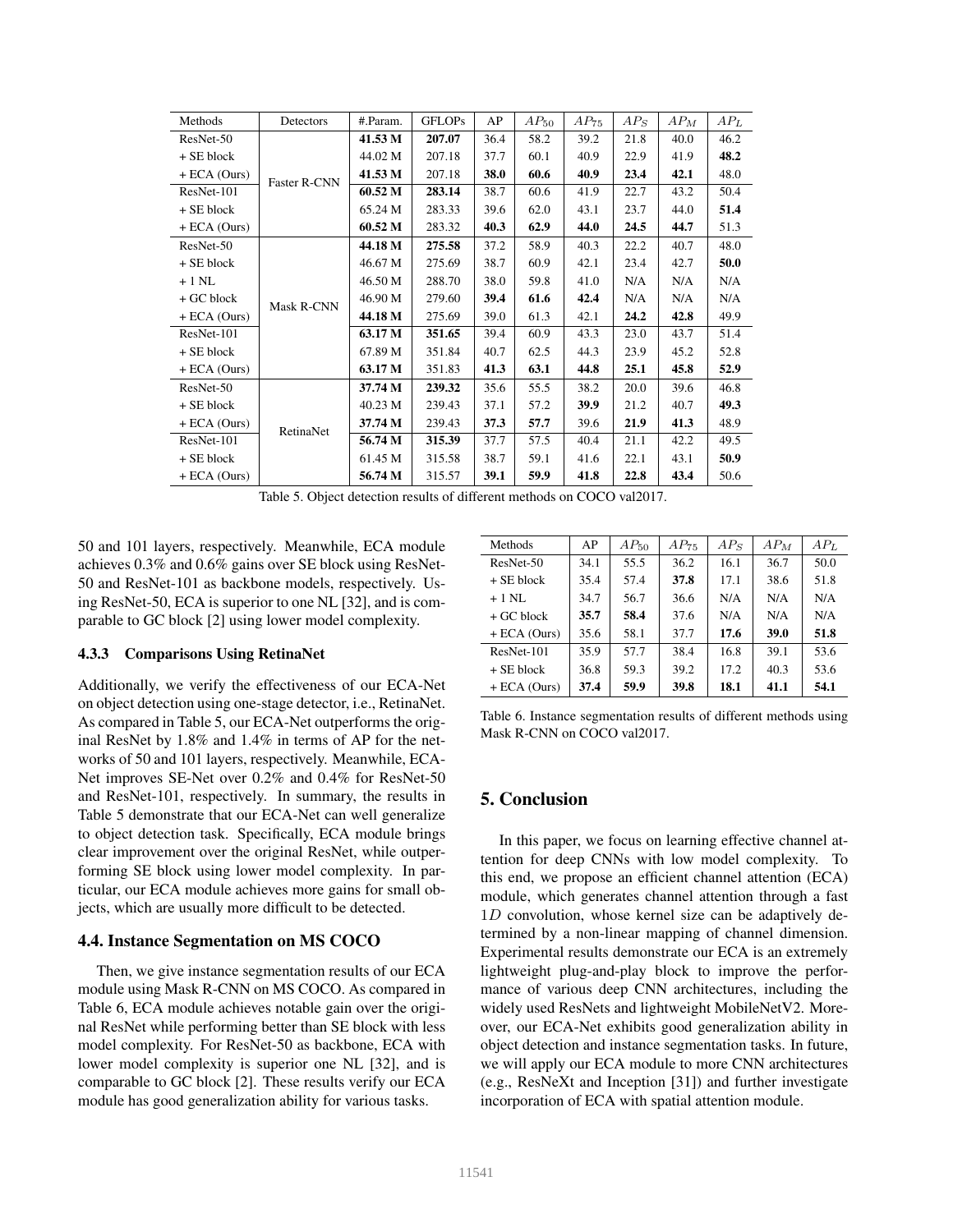| Methods | Detectors | #.Param. | GFLOPs | AP | $AP_{50}$ | $AP_{75}$ | $AP_S$ | $AP_M$ | $AP_L$ |
|---|---|---|---|---|---|---|---|---|---|
| ResNet-50 | Faster R-CNN | **41.53 M** | **207.07** | 36.4 | 58.2 | 39.2 | 21.8 | 40.0 | 46.2 |
| + SE block | | 44.02 M | 207.18 | 37.7 | 60.1 | 40.9 | 22.9 | 41.9 | **48.2** |
| + ECA (Ours) | | **41.53 M** | 207.18 | **38.0** | **60.6** | **40.9** | **23.4** | **42.1** | 48.0 |
| ResNet-101 | | **60.52 M** | **283.14** | 38.7 | 60.6 | 41.9 | 22.7 | 43.2 | 50.4 |
| + SE block | | 65.24 M | 283.33 | 39.6 | 62.0 | 43.1 | 23.7 | 44.0 | **51.4** |
| + ECA (Ours) | | **60.52 M** | 283.32 | **40.3** | **62.9** | **44.0** | **24.5** | **44.7** | 51.3 |
| ResNet-50 | Mask R-CNN | **44.18 M** | **275.58** | 37.2 | 58.9 | 40.3 | 22.2 | 40.7 | 48.0 |
| + SE block | | 46.67 M | 275.69 | 38.7 | 60.9 | 42.1 | 23.4 | 42.7 | **50.0** |
| + 1 NL | | 46.50 M | 288.70 | 38.0 | 59.8 | 41.0 | N/A | N/A | N/A |
| + GC block | | 46.90 M | 279.60 | **39.4** | **61.6** | **42.4** | N/A | N/A | N/A |
| + ECA (Ours) | | **44.18 M** | 275.69 | 39.0 | 61.3 | 42.1 | **24.2** | **42.8** | 49.9 |
| ResNet-101 | | **63.17 M** | **351.65** | 39.4 | 60.9 | 43.3 | 23.0 | 43.7 | 51.4 |
| + SE block | | 67.89 M | 351.84 | 40.7 | 62.5 | 44.3 | 23.9 | 45.2 | 52.8 |
| + ECA (Ours) | | **63.17 M** | 351.83 | **41.3** | **63.1** | **44.8** | **25.1** | **45.8** | **52.9** |
| ResNet-50 | RetinaNet | **37.74 M** | **239.32** | 35.6 | 55.5 | 38.2 | 20.0 | 39.6 | 46.8 |
| + SE block | | 40.23 M | 239.43 | 37.1 | 57.2 | **39.9** | 21.2 | 40.7 | **49.3** |
| + ECA (Ours) | | **37.74 M** | 239.43 | **37.3** | **57.7** | 39.6 | **21.9** | **41.3** | 48.9 |
| ResNet-101 | | **56.74 M** | **315.39** | 37.7 | 57.5 | 40.4 | 21.1 | 42.2 | 49.5 |
| + SE block | | 61.45 M | 315.58 | 38.7 | 59.1 | 41.6 | 22.1 | 43.1 | **50.9** |
| + ECA (Ours) | | **56.74 M** | 315.57 | **39.1** | **59.9** | **41.8** | **22.8** | **43.4** | 50.6 |

Table 5. Object detection results of different methods on COCO val2017.

50 and 101 layers, respectively. Meanwhile, ECA module achieves 0.3% and 0.6% gains over SE block using ResNet-50 and ResNet-101 as backbone models, respectively. Using ResNet-50, ECA is superior to one NL [32], and is comparable to GC block [2] using lower model complexity.

#### 4.3.3 Comparisons Using RetinaNet

Additionally, we verify the effectiveness of our ECA-Net on object detection using one-stage detector, i.e., RetinaNet. As compared in Table 5, our ECA-Net outperforms the original ResNet by 1.8% and 1.4% in terms of AP for the networks of 50 and 101 layers, respectively. Meanwhile, ECA-Net improves SE-Net over 0.2% and 0.4% for ResNet-50 and ResNet-101, respectively. In summary, the results in Table 5 demonstrate that our ECA-Net can well generalize to object detection task. Specifically, ECA module brings clear improvement over the original ResNet, while outperforming SE block using lower model complexity. In particular, our ECA module achieves more gains for small objects, which are usually more difficult to be detected.

### 4.4. Instance Segmentation on MS COCO

Then, we give instance segmentation results of our ECA module using Mask R-CNN on MS COCO. As compared in Table 6, ECA module achieves notable gain over the original ResNet while performing better than SE block with less model complexity. For ResNet-50 as backbone, ECA with lower model complexity is superior one NL [32], and is comparable to GC block [2]. These results verify our ECA module has good generalization ability for various tasks.

| Methods | AP | $AP_{50}$ | $AP_{75}$ | $AP_S$ | $AP_M$ | $AP_L$ |
|---|---|---|---|---|---|---|
| ResNet-50 | 34.1 | 55.5 | 36.2 | 16.1 | 36.7 | 50.0 |
| + SE block | 35.4 | 57.4 | **37.8** | 17.1 | 38.6 | 51.8 |
| + 1 NL | 34.7 | 56.7 | 36.6 | N/A | N/A | N/A |
| + GC block | **35.7** | **58.4** | 37.6 | N/A | N/A | N/A |
| + ECA (Ours) | 35.6 | 58.1 | 37.7 | **17.6** | **39.0** | **51.8** |
| ResNet-101 | 35.9 | 57.7 | 38.4 | 16.8 | 39.1 | 53.6 |
| + SE block | 36.8 | 59.3 | 39.2 | 17.2 | 40.3 | 53.6 |
| + ECA (Ours) | **37.4** | **59.9** | **39.8** | **18.1** | **41.1** | **54.1** |

Table 6. Instance segmentation results of different methods using Mask R-CNN on COCO val2017.

## 5. Conclusion

In this paper, we focus on learning effective channel attention for deep CNNs with low model complexity. To this end, we propose an efficient channel attention (ECA) module, which generates channel attention through a fast $1D$ convolution, whose kernel size can be adaptively determined by a non-linear mapping of channel dimension. Experimental results demonstrate our ECA is an extremely lightweight plug-and-play block to improve the performance of various deep CNN architectures, including the widely used ResNets and lightweight MobileNetV2. Moreover, our ECA-Net exhibits good generalization ability in object detection and instance segmentation tasks. In future, we will apply our ECA module to more CNN architectures (e.g., ResNeXt and Inception [31]) and further investigate incorporation of ECA with spatial attention module.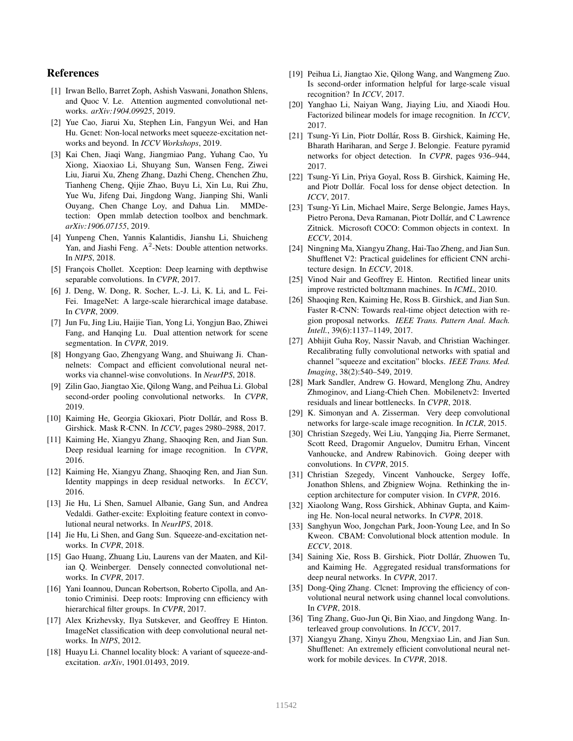# References

[1] Irwan Bello, Barret Zoph, Ashish Vaswani, Jonathon Shlens, and Quoc V. Le. Attention augmented convolutional networks. *arXiv:1904.09925*, 2019.

[2] Yue Cao, Jiarui Xu, Stephen Lin, Fangyun Wei, and Han Hu. Gcnet: Non-local networks meet squeeze-excitation networks and beyond. In *ICCV Workshops*, 2019.

[3] Kai Chen, Jiaqi Wang, Jiangmiao Pang, Yuhang Cao, Yu Xiong, Xiaoxiao Li, Shuyang Sun, Wansen Feng, Ziwei Liu, Jiarui Xu, Zheng Zhang, Dazhi Cheng, Chenchen Zhu, Tianheng Cheng, Qijie Zhao, Buyu Li, Xin Lu, Rui Zhu, Yue Wu, Jifeng Dai, Jingdong Wang, Jianping Shi, Wanli Ouyang, Chen Change Loy, and Dahua Lin. MMDetection: Open mmlab detection toolbox and benchmark. *arXiv:1906.07155*, 2019.

[4] Yunpeng Chen, Yannis Kalantidis, Jianshu Li, Shuicheng Yan, and Jiashi Feng. $A^2$-Nets: Double attention networks. In *NIPS*, 2018.

[5] François Chollet. Xception: Deep learning with depthwise separable convolutions. In *CVPR*, 2017.

[6] J. Deng, W. Dong, R. Socher, L.-J. Li, K. Li, and L. Fei-Fei. ImageNet: A large-scale hierarchical image database. In *CVPR*, 2009.

[7] Jun Fu, Jing Liu, Haijie Tian, Yong Li, Yongjun Bao, Zhiwei Fang, and Hanqing Lu. Dual attention network for scene segmentation. In *CVPR*, 2019.

[8] Hongyang Gao, Zhengyang Wang, and Shuiwang Ji. Channelnets: Compact and efficient convolutional neural networks via channel-wise convolutions. In *NeurIPS*, 2018.

[9] Zilin Gao, Jiangtao Xie, Qilong Wang, and Peihua Li. Global second-order pooling convolutional networks. In *CVPR*, 2019.

[10] Kaiming He, Georgia Gkioxari, Piotr Dollár, and Ross B. Girshick. Mask R-CNN. In *ICCV*, pages 2980–2988, 2017.

[11] Kaiming He, Xiangyu Zhang, Shaoqing Ren, and Jian Sun. Deep residual learning for image recognition. In *CVPR*, 2016.

[12] Kaiming He, Xiangyu Zhang, Shaoqing Ren, and Jian Sun. Identity mappings in deep residual networks. In *ECCV*, 2016.

[13] Jie Hu, Li Shen, Samuel Albanie, Gang Sun, and Andrea Vedaldi. Gather-excite: Exploiting feature context in convolutional neural networks. In *NeurIPS*, 2018.

[14] Jie Hu, Li Shen, and Gang Sun. Squeeze-and-excitation networks. In *CVPR*, 2018.

[15] Gao Huang, Zhuang Liu, Laurens van der Maaten, and Kilian Q. Weinberger. Densely connected convolutional networks. In *CVPR*, 2017.

[16] Yani Ioannou, Duncan Robertson, Roberto Cipolla, and Antonio Criminisi. Deep roots: Improving cnn efficiency with hierarchical filter groups. In *CVPR*, 2017.

[17] Alex Krizhevsky, Ilya Sutskever, and Geoffrey E Hinton. ImageNet classification with deep convolutional neural networks. In *NIPS*, 2012.

[18] Huayu Li. Channel locality block: A variant of squeeze-and-excitation. *arXiv*, 1901.01493, 2019.

[19] Peihua Li, Jiangtao Xie, Qilong Wang, and Wangmeng Zuo. Is second-order information helpful for large-scale visual recognition? In *ICCV*, 2017.

[20] Yanghao Li, Naiyan Wang, Jiaying Liu, and Xiaodi Hou. Factorized bilinear models for image recognition. In *ICCV*, 2017.

[21] Tsung-Yi Lin, Piotr Dollár, Ross B. Girshick, Kaiming He, Bharath Hariharan, and Serge J. Belongie. Feature pyramid networks for object detection. In *CVPR*, pages 936–944, 2017.

[22] Tsung-Yi Lin, Priya Goyal, Ross B. Girshick, Kaiming He, and Piotr Dollár. Focal loss for dense object detection. In *ICCV*, 2017.

[23] Tsung-Yi Lin, Michael Maire, Serge Belongie, James Hays, Pietro Perona, Deva Ramanan, Piotr Dollár, and C Lawrence Zitnick. Microsoft COCO: Common objects in context. In *ECCV*, 2014.

[24] Ningning Ma, Xiangyu Zhang, Hai-Tao Zheng, and Jian Sun. Shufflenet V2: Practical guidelines for efficient CNN architecture design. In *ECCV*, 2018.

[25] Vinod Nair and Geoffrey E. Hinton. Rectified linear units improve restricted boltzmann machines. In *ICML*, 2010.

[26] Shaoqing Ren, Kaiming He, Ross B. Girshick, and Jian Sun. Faster R-CNN: Towards real-time object detection with region proposal networks. *IEEE Trans. Pattern Anal. Mach. Intell.*, 39(6):1137–1149, 2017.

[27] Abhijit Guha Roy, Nassir Navab, and Christian Wachinger. Recalibrating fully convolutional networks with spatial and channel "squeeze and excitation" blocks. *IEEE Trans. Med. Imaging*, 38(2):540–549, 2019.

[28] Mark Sandler, Andrew G. Howard, Menglong Zhu, Andrey Zhmoginov, and Liang-Chieh Chen. Mobilenetv2: Inverted residuals and linear bottlenecks. In *CVPR*, 2018.

[29] K. Simonyan and A. Zisserman. Very deep convolutional networks for large-scale image recognition. In *ICLR*, 2015.

[30] Christian Szegedy, Wei Liu, Yangqing Jia, Pierre Sermanet, Scott Reed, Dragomir Anguelov, Dumitru Erhan, Vincent Vanhoucke, and Andrew Rabinovich. Going deeper with convolutions. In *CVPR*, 2015.

[31] Christian Szegedy, Vincent Vanhoucke, Sergey Ioffe, Jonathon Shlens, and Zbigniew Wojna. Rethinking the inception architecture for computer vision. In *CVPR*, 2016.

[32] Xiaolong Wang, Ross Girshick, Abhinav Gupta, and Kaiming He. Non-local neural networks. In *CVPR*, 2018.

[33] Sanghyun Woo, Jongchan Park, Joon-Young Lee, and In So Kweon. CBAM: Convolutional block attention module. In *ECCV*, 2018.

[34] Saining Xie, Ross B. Girshick, Piotr Dollár, Zhuowen Tu, and Kaiming He. Aggregated residual transformations for deep neural networks. In *CVPR*, 2017.

[35] Dong-Qing Zhang. Clcnet: Improving the efficiency of convolutional neural network using channel local convolutions. In *CVPR*, 2018.

[36] Ting Zhang, Guo-Jun Qi, Bin Xiao, and Jingdong Wang. Interleaved group convolutions. In *ICCV*, 2017.

[37] Xiangyu Zhang, Xinyu Zhou, Mengxiao Lin, and Jian Sun. Shufflenet: An extremely efficient convolutional neural network for mobile devices. In *CVPR*, 2018.